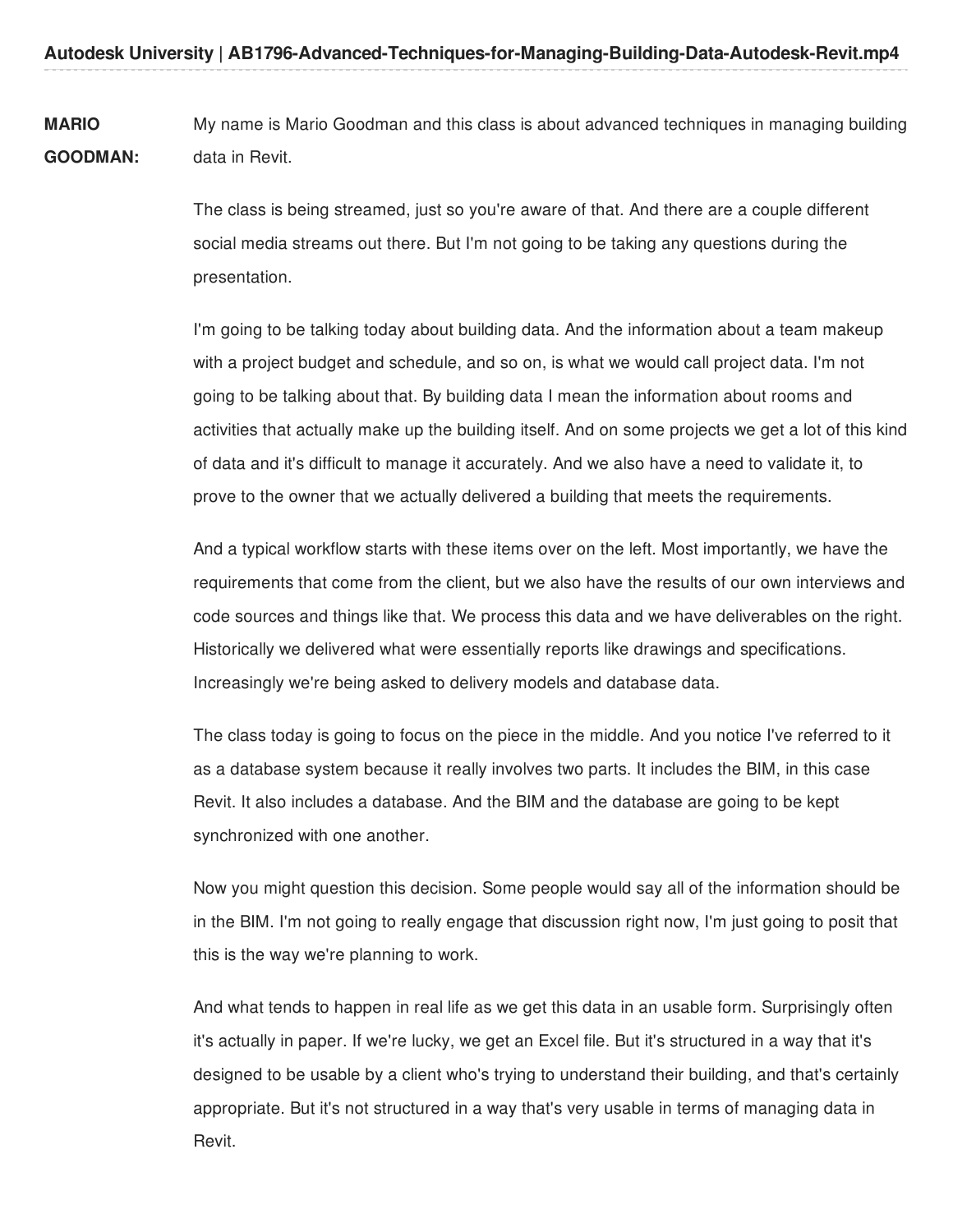**MARIO GOODMAN:** My name is Mario Goodman and this class is about advanced techniques in managing building data in Revit.

The class is being streamed, just so you're aware of that. And there are a couple different social media streams out there. But I'm not going to be taking any questions during the presentation.

I'm going to be talking today about building data. And the information about a team makeup with a project budget and schedule, and so on, is what we would call project data. I'm not going to be talking about that. By building data I mean the information about rooms and activities that actually make up the building itself. And on some projects we get a lot of this kind of data and it's difficult to manage it accurately. And we also have a need to validate it, to prove to the owner that we actually delivered a building that meets the requirements.

And a typical workflow starts with these items over on the left. Most importantly, we have the requirements that come from the client, but we also have the results of our own interviews and code sources and things like that. We process this data and we have deliverables on the right. Historically we delivered what were essentially reports like drawings and specifications. Increasingly we're being asked to delivery models and database data.

The class today is going to focus on the piece in the middle. And you notice I've referred to it as a database system because it really involves two parts. It includes the BIM, in this case Revit. It also includes a database. And the BIM and the database are going to be kept synchronized with one another.

Now you might question this decision. Some people would say all of the information should be in the BIM. I'm not going to really engage that discussion right now, I'm just going to posit that this is the way we're planning to work.

And what tends to happen in real life as we get this data in an usable form. Surprisingly often it's actually in paper. If we're lucky, we get an Excel file. But it's structured in a way that it's designed to be usable by a client who's trying to understand their building, and that's certainly appropriate. But it's not structured in a way that's very usable in terms of managing data in Revit.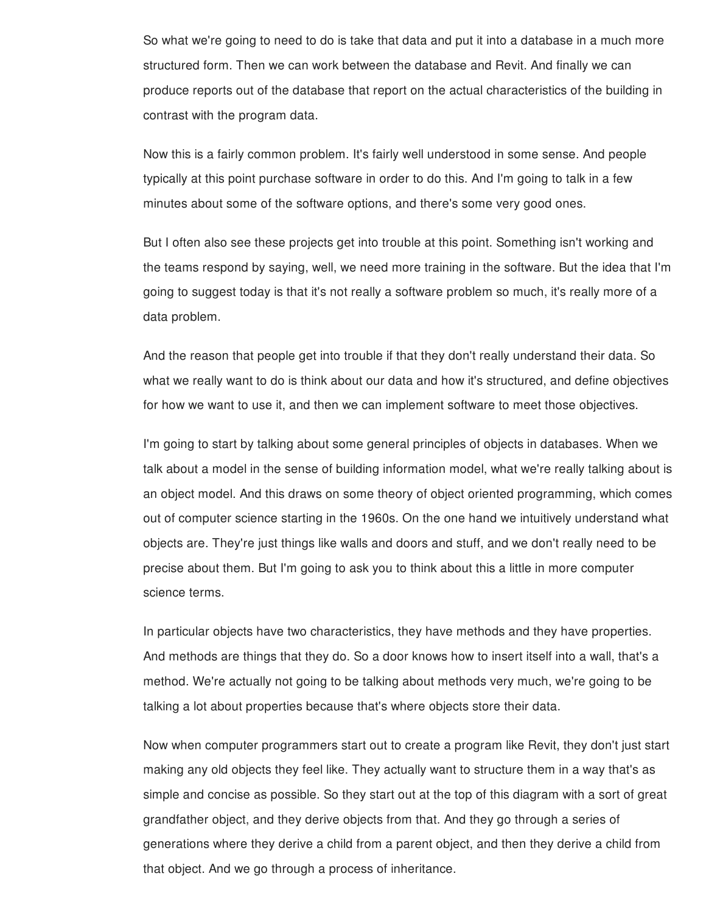So what we're going to need to do is take that data and put it into a database in a much more structured form. Then we can work between the database and Revit. And finally we can produce reports out of the database that report on the actual characteristics of the building in contrast with the program data.

Now this is a fairly common problem. It's fairly well understood in some sense. And people typically at this point purchase software in order to do this. And I'm going to talk in a few minutes about some of the software options, and there's some very good ones.

But I often also see these projects get into trouble at this point. Something isn't working and the teams respond by saying, well, we need more training in the software. But the idea that I'm going to suggest today is that it's not really a software problem so much, it's really more of a data problem.

And the reason that people get into trouble if that they don't really understand their data. So what we really want to do is think about our data and how it's structured, and define objectives for how we want to use it, and then we can implement software to meet those objectives.

I'm going to start by talking about some general principles of objects in databases. When we talk about a model in the sense of building information model, what we're really talking about is an object model. And this draws on some theory of object oriented programming, which comes out of computer science starting in the 1960s. On the one hand we intuitively understand what objects are. They're just things like walls and doors and stuff, and we don't really need to be precise about them. But I'm going to ask you to think about this a little in more computer science terms.

In particular objects have two characteristics, they have methods and they have properties. And methods are things that they do. So a door knows how to insert itself into a wall, that's a method. We're actually not going to be talking about methods very much, we're going to be talking a lot about properties because that's where objects store their data.

Now when computer programmers start out to create a program like Revit, they don't just start making any old objects they feel like. They actually want to structure them in a way that's as simple and concise as possible. So they start out at the top of this diagram with a sort of great grandfather object, and they derive objects from that. And they go through a series of generations where they derive a child from a parent object, and then they derive a child from that object. And we go through a process of inheritance.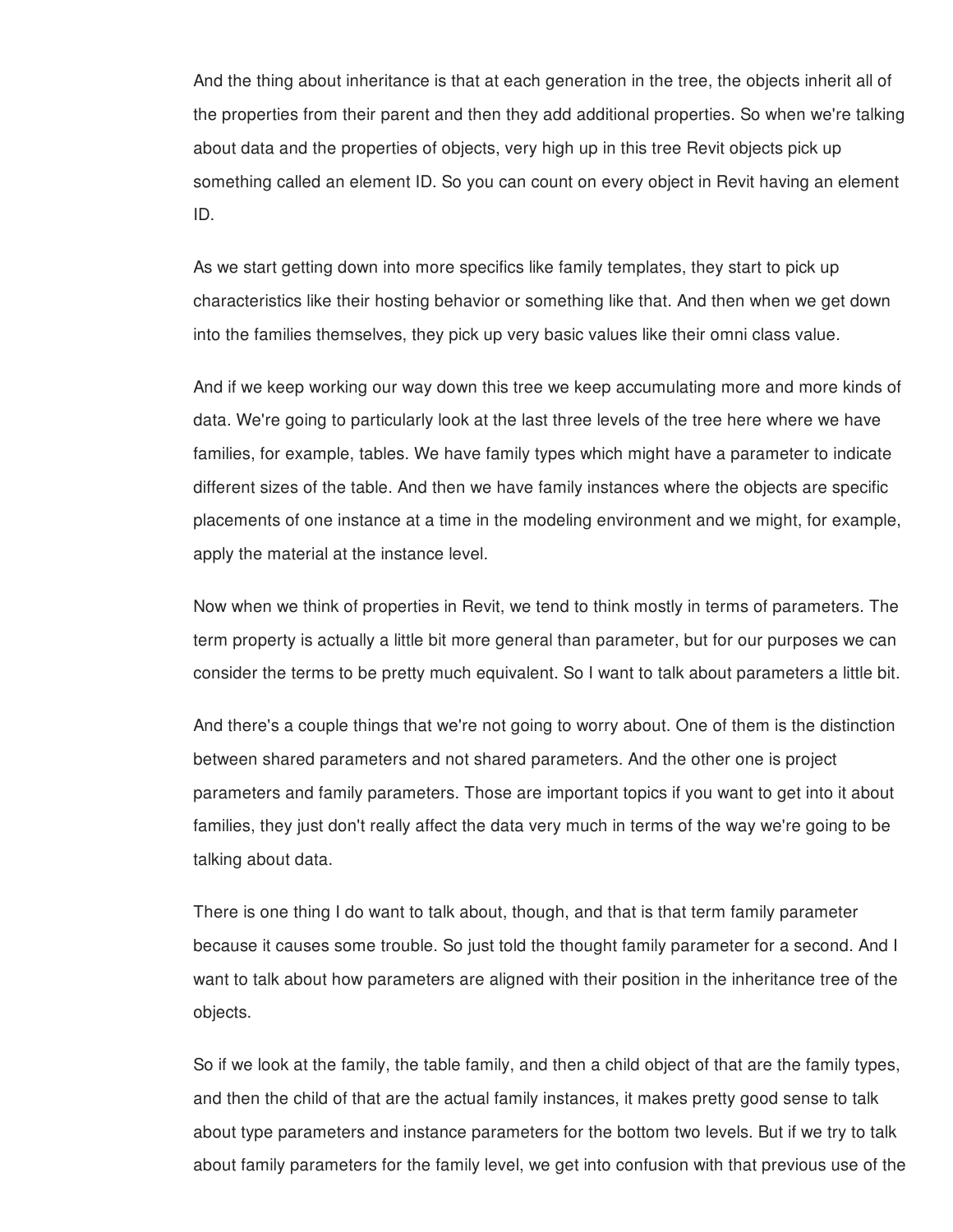And the thing about inheritance is that at each generation in the tree, the objects inherit all of the properties from their parent and then they add additional properties. So when we're talking about data and the properties of objects, very high up in this tree Revit objects pick up something called an element ID. So you can count on every object in Revit having an element ID.

As we start getting down into more specifics like family templates, they start to pick up characteristics like their hosting behavior or something like that. And then when we get down into the families themselves, they pick up very basic values like their omni class value.

And if we keep working our way down this tree we keep accumulating more and more kinds of data. We're going to particularly look at the last three levels of the tree here where we have families, for example, tables. We have family types which might have a parameter to indicate different sizes of the table. And then we have family instances where the objects are specific placements of one instance at a time in the modeling environment and we might, for example, apply the material at the instance level.

Now when we think of properties in Revit, we tend to think mostly in terms of parameters. The term property is actually a little bit more general than parameter, but for our purposes we can consider the terms to be pretty much equivalent. So I want to talk about parameters a little bit.

And there's a couple things that we're not going to worry about. One of them is the distinction between shared parameters and not shared parameters. And the other one is project parameters and family parameters. Those are important topics if you want to get into it about families, they just don't really affect the data very much in terms of the way we're going to be talking about data.

There is one thing I do want to talk about, though, and that is that term family parameter because it causes some trouble. So just told the thought family parameter for a second. And I want to talk about how parameters are aligned with their position in the inheritance tree of the objects.

So if we look at the family, the table family, and then a child object of that are the family types, and then the child of that are the actual family instances, it makes pretty good sense to talk about type parameters and instance parameters for the bottom two levels. But if we try to talk about family parameters for the family level, we get into confusion with that previous use of the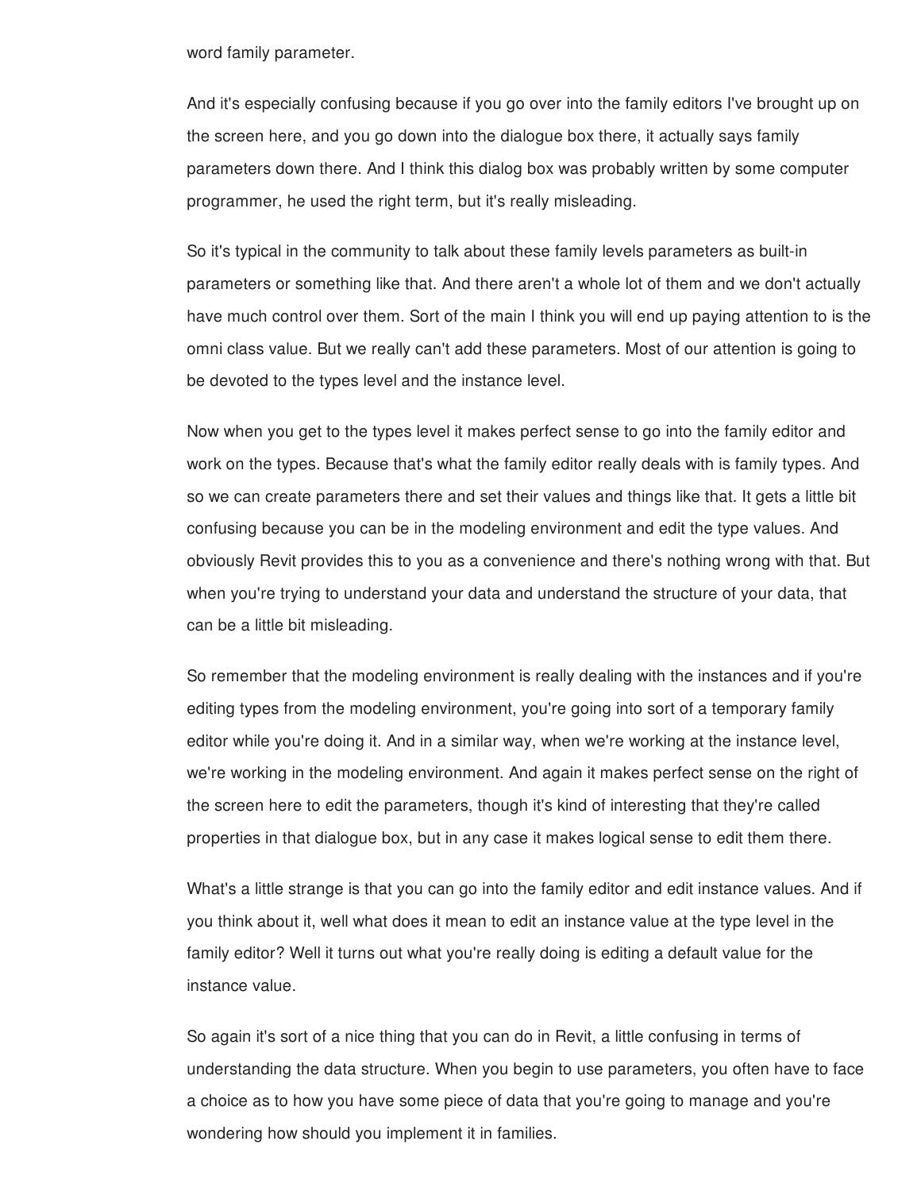word family parameter.

And it's especially confusing because if you go over into the family editors I've brought up on the screen here, and you go down into the dialogue box there, it actually says family parameters down there. And I think this dialog box was probably written by some computer programmer, he used the right term, but it's really misleading.

So it's typical in the community to talk about these family levels parameters as built-in parameters or something like that. And there aren't a whole lot of them and we don't actually have much control over them. Sort of the main I think you will end up paying attention to is the omni class value. But we really can't add these parameters. Most of our attention is going to be devoted to the types level and the instance level.

Now when you get to the types level it makes perfect sense to go into the family editor and work on the types. Because that's what the family editor really deals with is family types. And so we can create parameters there and set their values and things like that. It gets a little bit confusing because you can be in the modeling environment and edit the type values. And obviously Revit provides this to you as a convenience and there's nothing wrong with that. But when you're trying to understand your data and understand the structure of your data, that can be a little bit misleading.

So remember that the modeling environment is really dealing with the instances and if you're editing types from the modeling environment, you're going into sort of a temporary family editor while you're doing it. And in a similar way, when we're working at the instance level, we're working in the modeling environment. And again it makes perfect sense on the right of the screen here to edit the parameters, though it's kind of interesting that they're called properties in that dialogue box, but in any case it makes logical sense to edit them there.

What's a little strange is that you can go into the family editor and edit instance values. And if you think about it, well what does it mean to edit an instance value at the type level in the family editor? Well it turns out what you're really doing is editing a default value for the instance value.

So again it's sort of a nice thing that you can do in Revit, a little confusing in terms of understanding the data structure. When you begin to use parameters, you often have to face a choice as to how you have some piece of data that you're going to manage and you're wondering how should you implement it in families.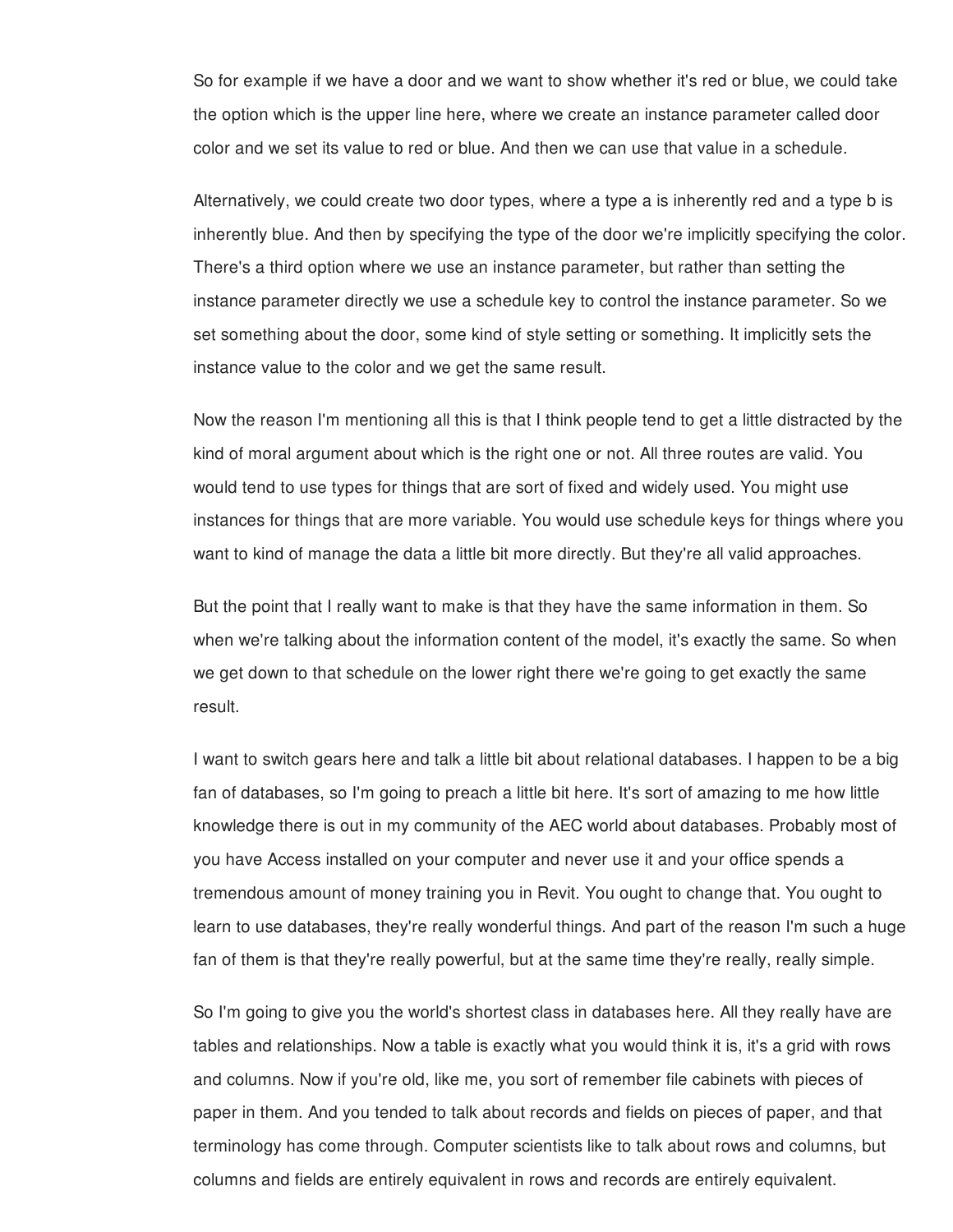So for example if we have a door and we want to show whether it's red or blue, we could take the option which is the upper line here, where we create an instance parameter called door color and we set its value to red or blue. And then we can use that value in a schedule.

Alternatively, we could create two door types, where a type a is inherently red and a type b is inherently blue. And then by specifying the type of the door we're implicitly specifying the color. There's a third option where we use an instance parameter, but rather than setting the instance parameter directly we use a schedule key to control the instance parameter. So we set something about the door, some kind of style setting or something. It implicitly sets the instance value to the color and we get the same result.

Now the reason I'm mentioning all this is that I think people tend to get a little distracted by the kind of moral argument about which is the right one or not. All three routes are valid. You would tend to use types for things that are sort of fixed and widely used. You might use instances for things that are more variable. You would use schedule keys for things where you want to kind of manage the data a little bit more directly. But they're all valid approaches.

But the point that I really want to make is that they have the same information in them. So when we're talking about the information content of the model, it's exactly the same. So when we get down to that schedule on the lower right there we're going to get exactly the same result.

I want to switch gears here and talk a little bit about relational databases. I happen to be a big fan of databases, so I'm going to preach a little bit here. It's sort of amazing to me how little knowledge there is out in my community of the AEC world about databases. Probably most of you have Access installed on your computer and never use it and your office spends a tremendous amount of money training you in Revit. You ought to change that. You ought to learn to use databases, they're really wonderful things. And part of the reason I'm such a huge fan of them is that they're really powerful, but at the same time they're really, really simple.

So I'm going to give you the world's shortest class in databases here. All they really have are tables and relationships. Now a table is exactly what you would think it is, it's a grid with rows and columns. Now if you're old, like me, you sort of remember file cabinets with pieces of paper in them. And you tended to talk about records and fields on pieces of paper, and that terminology has come through. Computer scientists like to talk about rows and columns, but columns and fields are entirely equivalent in rows and records are entirely equivalent.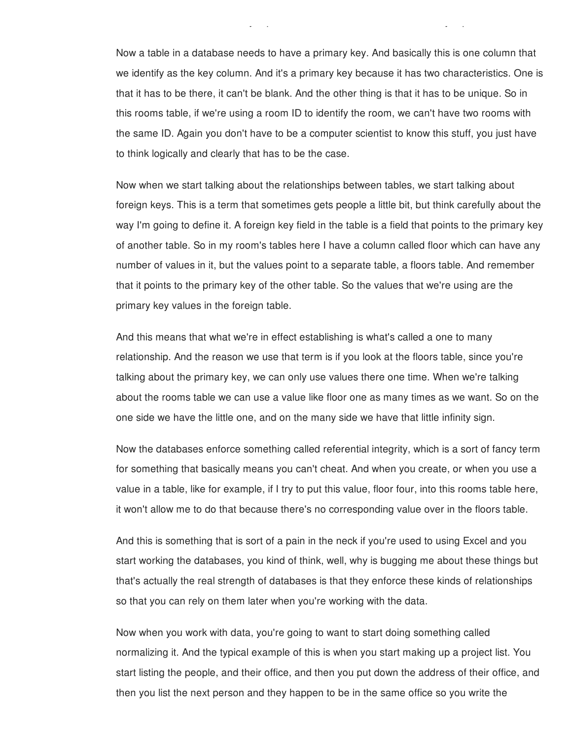Now a table in a database needs to have a primary key. And basically this is one column that we identify as the key column. And it's a primary key because it has two characteristics. One is that it has to be there, it can't be blank. And the other thing is that it has to be unique. So in this rooms table, if we're using a room ID to identify the room, we can't have two rooms with the same ID. Again you don't have to be a computer scientist to know this stuff, you just have to think logically and clearly that has to be the case.

Now when we start talking about the relationships between tables, we start talking about foreign keys. This is a term that sometimes gets people a little bit, but think carefully about the way I'm going to define it. A foreign key field in the table is a field that points to the primary key of another table. So in my room's tables here I have a column called floor which can have any number of values in it, but the values point to a separate table, a floors table. And remember that it points to the primary key of the other table. So the values that we're using are the primary key values in the foreign table.

And this means that what we're in effect establishing is what's called a one to many relationship. And the reason we use that term is if you look at the floors table, since you're talking about the primary key, we can only use values there one time. When we're talking about the rooms table we can use a value like floor one as many times as we want. So on the one side we have the little one, and on the many side we have that little infinity sign.

Now the databases enforce something called referential integrity, which is a sort of fancy term for something that basically means you can't cheat. And when you create, or when you use a value in a table, like for example, if I try to put this value, floor four, into this rooms table here, it won't allow me to do that because there's no corresponding value over in the floors table.

And this is something that is sort of a pain in the neck if you're used to using Excel and you start working the databases, you kind of think, well, why is bugging me about these things but that's actually the real strength of databases is that they enforce these kinds of relationships so that you can rely on them later when you're working with the data.

Now when you work with data, you're going to want to start doing something called normalizing it. And the typical example of this is when you start making up a project list. You start listing the people, and their office, and then you put down the address of their office, and then you list the next person and they happen to be in the same office so you write the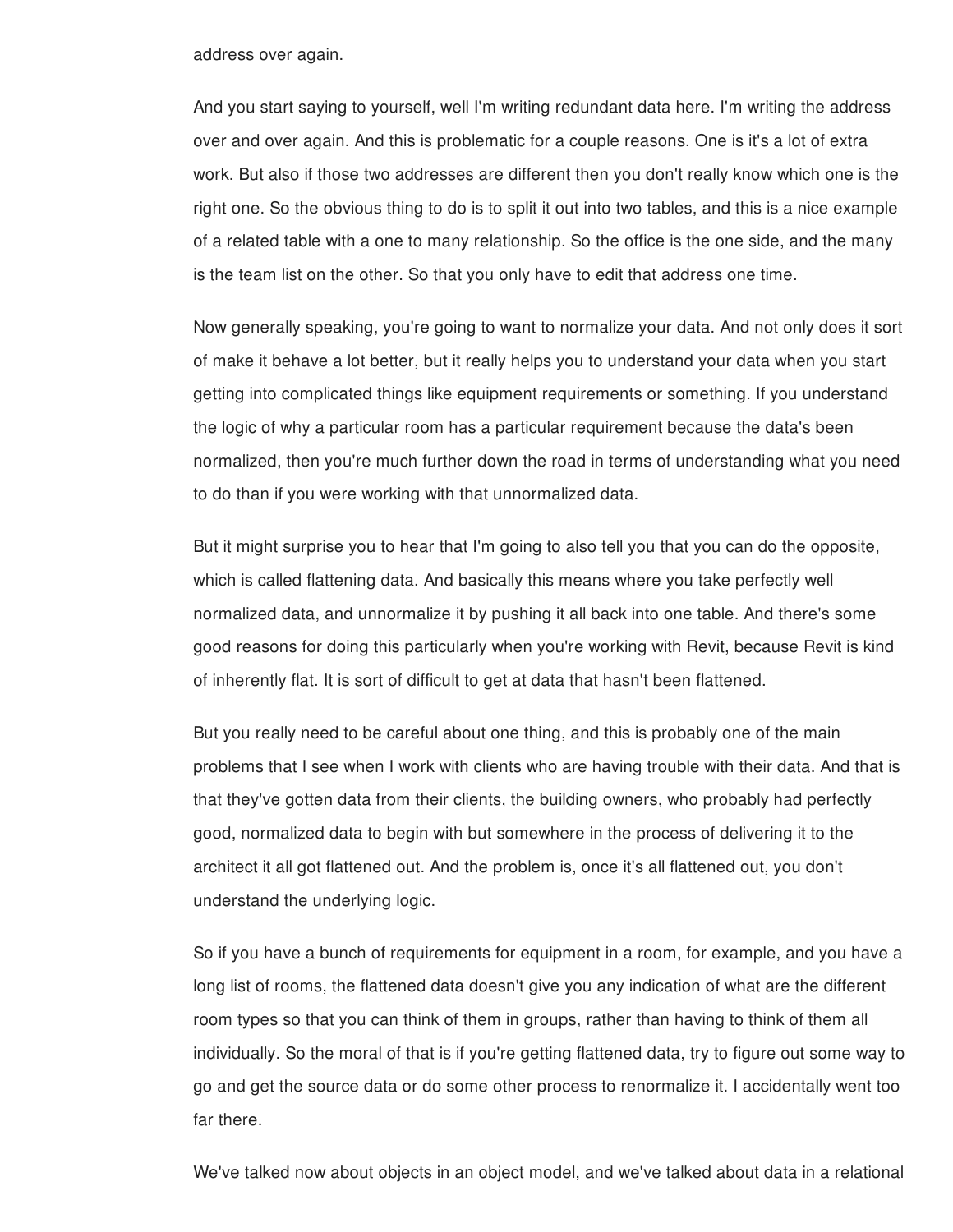address over again.

And you start saying to yourself, well I'm writing redundant data here. I'm writing the address over and over again. And this is problematic for a couple reasons. One is it's a lot of extra work. But also if those two addresses are different then you don't really know which one is the right one. So the obvious thing to do is to split it out into two tables, and this is a nice example of a related table with a one to many relationship. So the office is the one side, and the many is the team list on the other. So that you only have to edit that address one time.

Now generally speaking, you're going to want to normalize your data. And not only does it sort of make it behave a lot better, but it really helps you to understand your data when you start getting into complicated things like equipment requirements or something. If you understand the logic of why a particular room has a particular requirement because the data's been normalized, then you're much further down the road in terms of understanding what you need to do than if you were working with that unnormalized data.

But it might surprise you to hear that I'm going to also tell you that you can do the opposite, which is called flattening data. And basically this means where you take perfectly well normalized data, and unnormalize it by pushing it all back into one table. And there's some good reasons for doing this particularly when you're working with Revit, because Revit is kind of inherently flat. It is sort of difficult to get at data that hasn't been flattened.

But you really need to be careful about one thing, and this is probably one of the main problems that I see when I work with clients who are having trouble with their data. And that is that they've gotten data from their clients, the building owners, who probably had perfectly good, normalized data to begin with but somewhere in the process of delivering it to the architect it all got flattened out. And the problem is, once it's all flattened out, you don't understand the underlying logic.

So if you have a bunch of requirements for equipment in a room, for example, and you have a long list of rooms, the flattened data doesn't give you any indication of what are the different room types so that you can think of them in groups, rather than having to think of them all individually. So the moral of that is if you're getting flattened data, try to figure out some way to go and get the source data or do some other process to renormalize it. I accidentally went too far there.

We've talked now about objects in an object model, and we've talked about data in a relational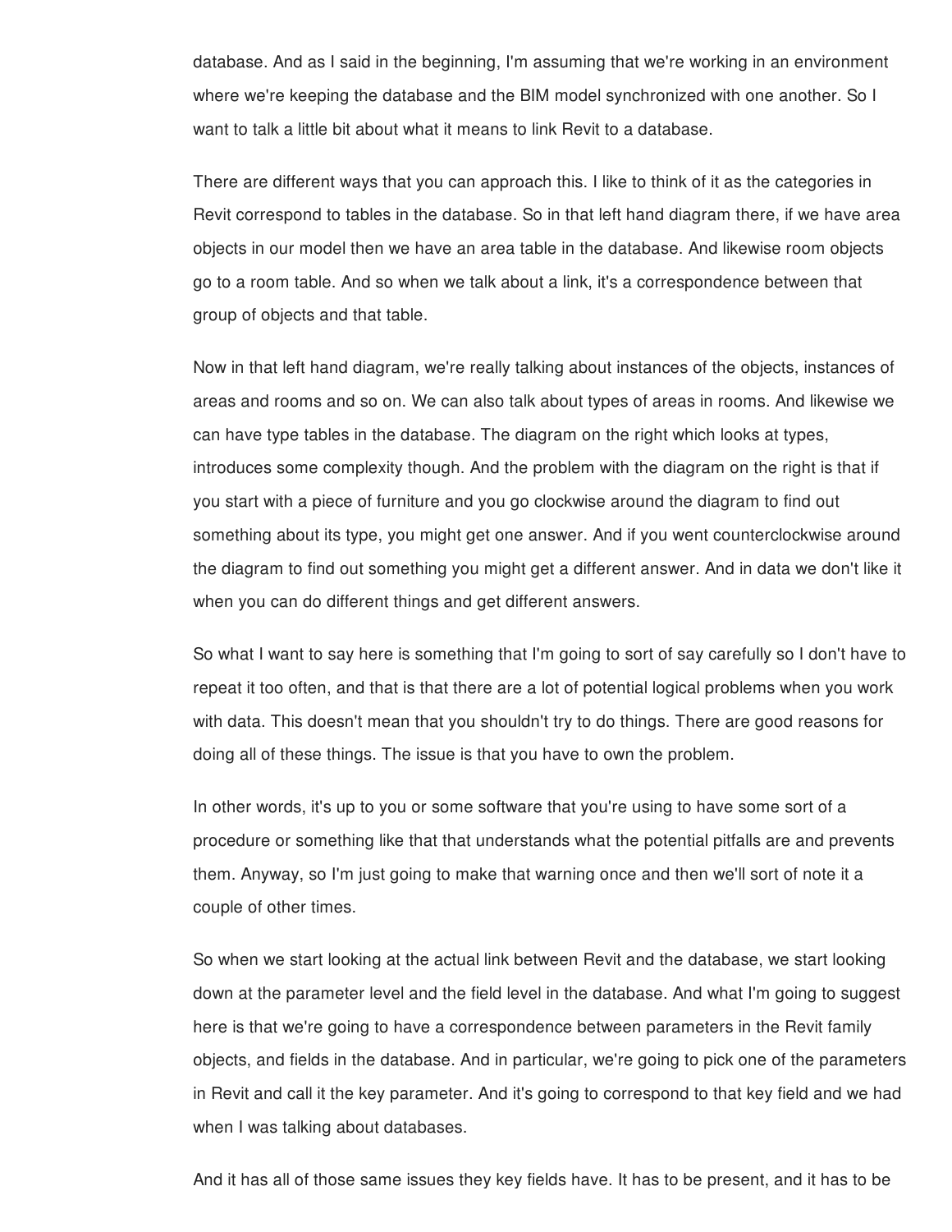database. And as I said in the beginning, I'm assuming that we're working in an environment where we're keeping the database and the BIM model synchronized with one another. So I want to talk a little bit about what it means to link Revit to a database.

There are different ways that you can approach this. I like to think of it as the categories in Revit correspond to tables in the database. So in that left hand diagram there, if we have area objects in our model then we have an area table in the database. And likewise room objects go to a room table. And so when we talk about a link, it's a correspondence between that group of objects and that table.

Now in that left hand diagram, we're really talking about instances of the objects, instances of areas and rooms and so on. We can also talk about types of areas in rooms. And likewise we can have type tables in the database. The diagram on the right which looks at types, introduces some complexity though. And the problem with the diagram on the right is that if you start with a piece of furniture and you go clockwise around the diagram to find out something about its type, you might get one answer. And if you went counterclockwise around the diagram to find out something you might get a different answer. And in data we don't like it when you can do different things and get different answers.

So what I want to say here is something that I'm going to sort of say carefully so I don't have to repeat it too often, and that is that there are a lot of potential logical problems when you work with data. This doesn't mean that you shouldn't try to do things. There are good reasons for doing all of these things. The issue is that you have to own the problem.

In other words, it's up to you or some software that you're using to have some sort of a procedure or something like that that understands what the potential pitfalls are and prevents them. Anyway, so I'm just going to make that warning once and then we'll sort of note it a couple of other times.

So when we start looking at the actual link between Revit and the database, we start looking down at the parameter level and the field level in the database. And what I'm going to suggest here is that we're going to have a correspondence between parameters in the Revit family objects, and fields in the database. And in particular, we're going to pick one of the parameters in Revit and call it the key parameter. And it's going to correspond to that key field and we had when I was talking about databases.

And it has all of those same issues they key fields have. It has to be present, and it has to be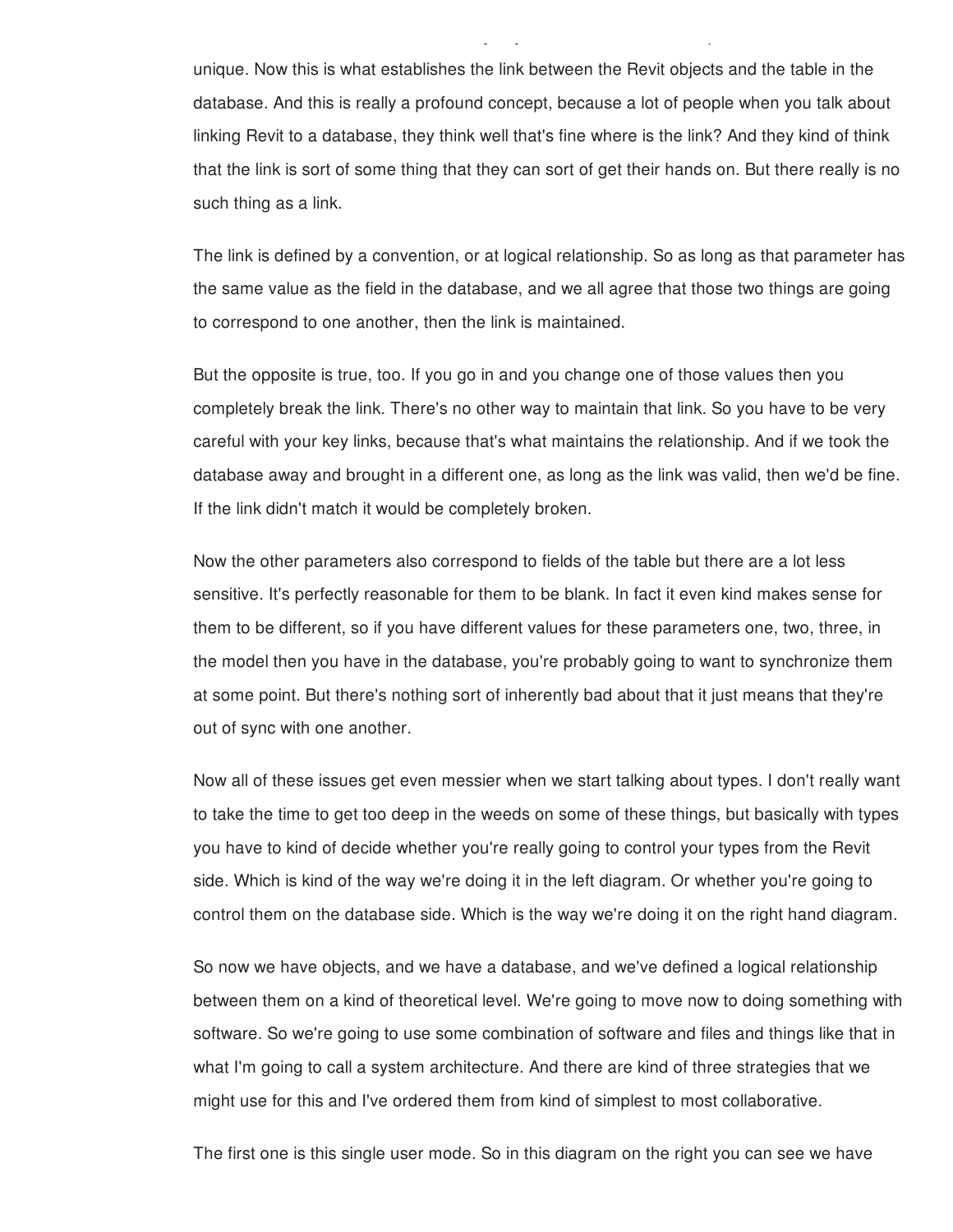unique. Now this is what establishes the link between the Revit objects and the table in the database. And this is really a profound concept, because a lot of people when you talk about linking Revit to a database, they think well that's fine where is the link? And they kind of think that the link is sort of some thing that they can sort of get their hands on. But there really is no such thing as a link.

The link is defined by a convention, or at logical relationship. So as long as that parameter has the same value as the field in the database, and we all agree that those two things are going to correspond to one another, then the link is maintained.

But the opposite is true, too. If you go in and you change one of those values then you completely break the link. There's no other way to maintain that link. So you have to be very careful with your key links, because that's what maintains the relationship. And if we took the database away and brought in a different one, as long as the link was valid, then we'd be fine. If the link didn't match it would be completely broken.

Now the other parameters also correspond to fields of the table but there are a lot less sensitive. It's perfectly reasonable for them to be blank. In fact it even kind makes sense for them to be different, so if you have different values for these parameters one, two, three, in the model then you have in the database, you're probably going to want to synchronize them at some point. But there's nothing sort of inherently bad about that it just means that they're out of sync with one another.

Now all of these issues get even messier when we start talking about types. I don't really want to take the time to get too deep in the weeds on some of these things, but basically with types you have to kind of decide whether you're really going to control your types from the Revit side. Which is kind of the way we're doing it in the left diagram. Or whether you're going to control them on the database side. Which is the way we're doing it on the right hand diagram.

So now we have objects, and we have a database, and we've defined a logical relationship between them on a kind of theoretical level. We're going to move now to doing something with software. So we're going to use some combination of software and files and things like that in what I'm going to call a system architecture. And there are kind of three strategies that we might use for this and I've ordered them from kind of simplest to most collaborative.

The first one is this single user mode. So in this diagram on the right you can see we have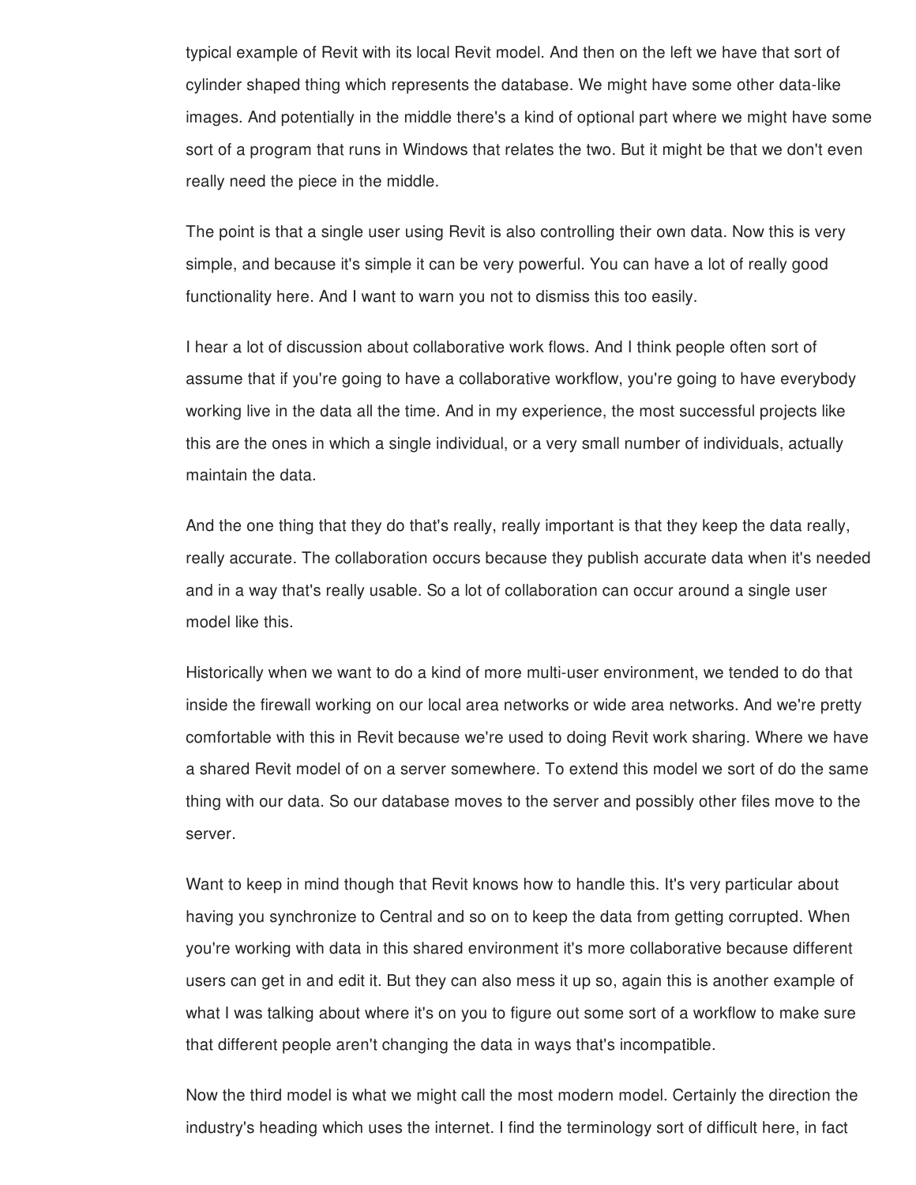typical example of Revit with its local Revit model. And then on the left we have that sort of cylinder shaped thing which represents the database. We might have some other data-like images. And potentially in the middle there's a kind of optional part where we might have some sort of a program that runs in Windows that relates the two. But it might be that we don't even really need the piece in the middle.

The point is that a single user using Revit is also controlling their own data. Now this is very simple, and because it's simple it can be very powerful. You can have a lot of really good functionality here. And I want to warn you not to dismiss this too easily.

I hear a lot of discussion about collaborative work flows. And I think people often sort of assume that if you're going to have a collaborative workflow, you're going to have everybody working live in the data all the time. And in my experience, the most successful projects like this are the ones in which a single individual, or a very small number of individuals, actually maintain the data.

And the one thing that they do that's really, really important is that they keep the data really, really accurate. The collaboration occurs because they publish accurate data when it's needed and in a way that's really usable. So a lot of collaboration can occur around a single user model like this.

Historically when we want to do a kind of more multi-user environment, we tended to do that inside the firewall working on our local area networks or wide area networks. And we're pretty comfortable with this in Revit because we're used to doing Revit work sharing. Where we have a shared Revit model of on a server somewhere. To extend this model we sort of do the same thing with our data. So our database moves to the server and possibly other files move to the server.

Want to keep in mind though that Revit knows how to handle this. It's very particular about having you synchronize to Central and so on to keep the data from getting corrupted. When you're working with data in this shared environment it's more collaborative because different users can get in and edit it. But they can also mess it up so, again this is another example of what I was talking about where it's on you to figure out some sort of a workflow to make sure that different people aren't changing the data in ways that's incompatible.

Now the third model is what we might call the most modern model. Certainly the direction the industry's heading which uses the internet. I find the terminology sort of difficult here, in fact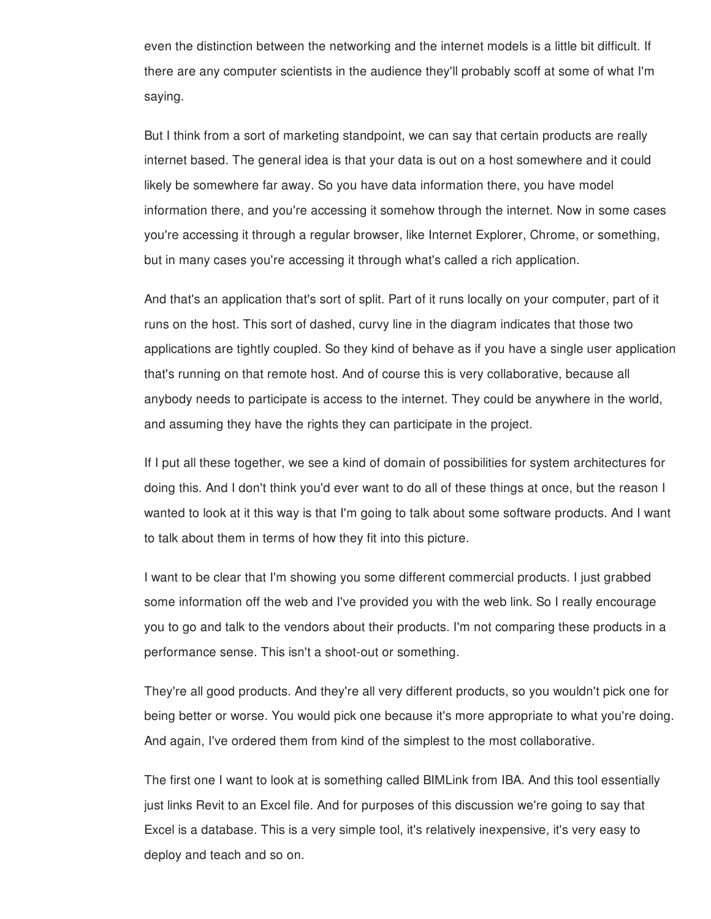even the distinction between the networking and the internet models is a little bit difficult. If there are any computer scientists in the audience they'll probably scoff at some of what I'm saying.

But I think from a sort of marketing standpoint, we can say that certain products are really internet based. The general idea is that your data is out on a host somewhere and it could likely be somewhere far away. So you have data information there, you have model information there, and you're accessing it somehow through the internet. Now in some cases you're accessing it through a regular browser, like Internet Explorer, Chrome, or something, but in many cases you're accessing it through what's called a rich application.

And that's an application that's sort of split. Part of it runs locally on your computer, part of it runs on the host. This sort of dashed, curvy line in the diagram indicates that those two applications are tightly coupled. So they kind of behave as if you have a single user application that's running on that remote host. And of course this is very collaborative, because all anybody needs to participate is access to the internet. They could be anywhere in the world, and assuming they have the rights they can participate in the project.

If I put all these together, we see a kind of domain of possibilities for system architectures for doing this. And I don't think you'd ever want to do all of these things at once, but the reason I wanted to look at it this way is that I'm going to talk about some software products. And I want to talk about them in terms of how they fit into this picture.

I want to be clear that I'm showing you some different commercial products. I just grabbed some information off the web and I've provided you with the web link. So I really encourage you to go and talk to the vendors about their products. I'm not comparing these products in a performance sense. This isn't a shoot-out or something.

They're all good products. And they're all very different products, so you wouldn't pick one for being better or worse. You would pick one because it's more appropriate to what you're doing. And again, I've ordered them from kind of the simplest to the most collaborative.

The first one I want to look at is something called BIMLink from IBA. And this tool essentially just links Revit to an Excel file. And for purposes of this discussion we're going to say that Excel is a database. This is a very simple tool, it's relatively inexpensive, it's very easy to deploy and teach and so on.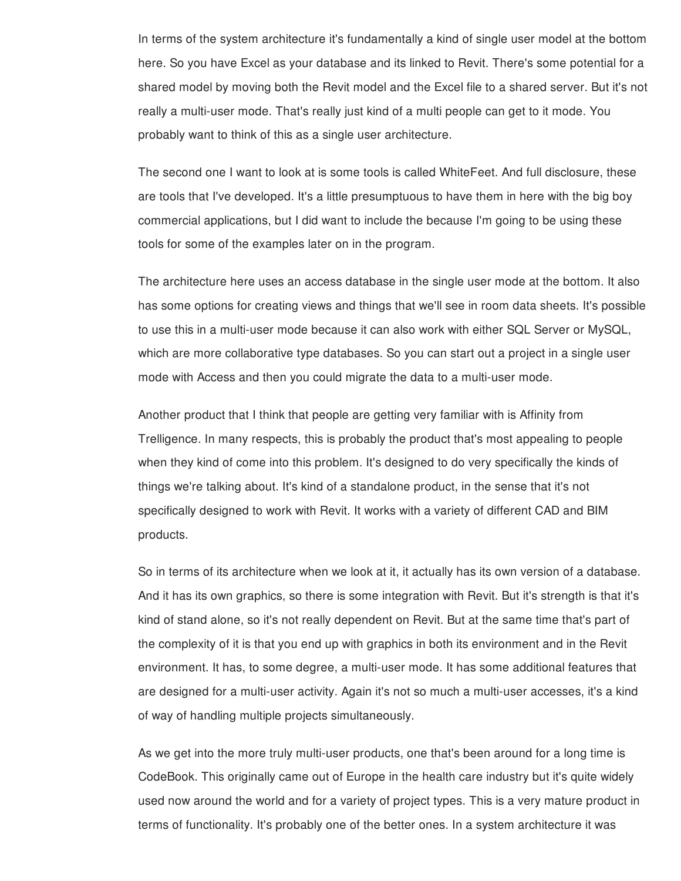In terms of the system architecture it's fundamentally a kind of single user model at the bottom here. So you have Excel as your database and its linked to Revit. There's some potential for a shared model by moving both the Revit model and the Excel file to a shared server. But it's not really a multi-user mode. That's really just kind of a multi people can get to it mode. You probably want to think of this as a single user architecture.

The second one I want to look at is some tools is called WhiteFeet. And full disclosure, these are tools that I've developed. It's a little presumptuous to have them in here with the big boy commercial applications, but I did want to include the because I'm going to be using these tools for some of the examples later on in the program.

The architecture here uses an access database in the single user mode at the bottom. It also has some options for creating views and things that we'll see in room data sheets. It's possible to use this in a multi-user mode because it can also work with either SQL Server or MySQL, which are more collaborative type databases. So you can start out a project in a single user mode with Access and then you could migrate the data to a multi-user mode.

Another product that I think that people are getting very familiar with is Affinity from Trelligence. In many respects, this is probably the product that's most appealing to people when they kind of come into this problem. It's designed to do very specifically the kinds of things we're talking about. It's kind of a standalone product, in the sense that it's not specifically designed to work with Revit. It works with a variety of different CAD and BIM products.

So in terms of its architecture when we look at it, it actually has its own version of a database. And it has its own graphics, so there is some integration with Revit. But it's strength is that it's kind of stand alone, so it's not really dependent on Revit. But at the same time that's part of the complexity of it is that you end up with graphics in both its environment and in the Revit environment. It has, to some degree, a multi-user mode. It has some additional features that are designed for a multi-user activity. Again it's not so much a multi-user accesses, it's a kind of way of handling multiple projects simultaneously.

As we get into the more truly multi-user products, one that's been around for a long time is CodeBook. This originally came out of Europe in the health care industry but it's quite widely used now around the world and for a variety of project types. This is a very mature product in terms of functionality. It's probably one of the better ones. In a system architecture it was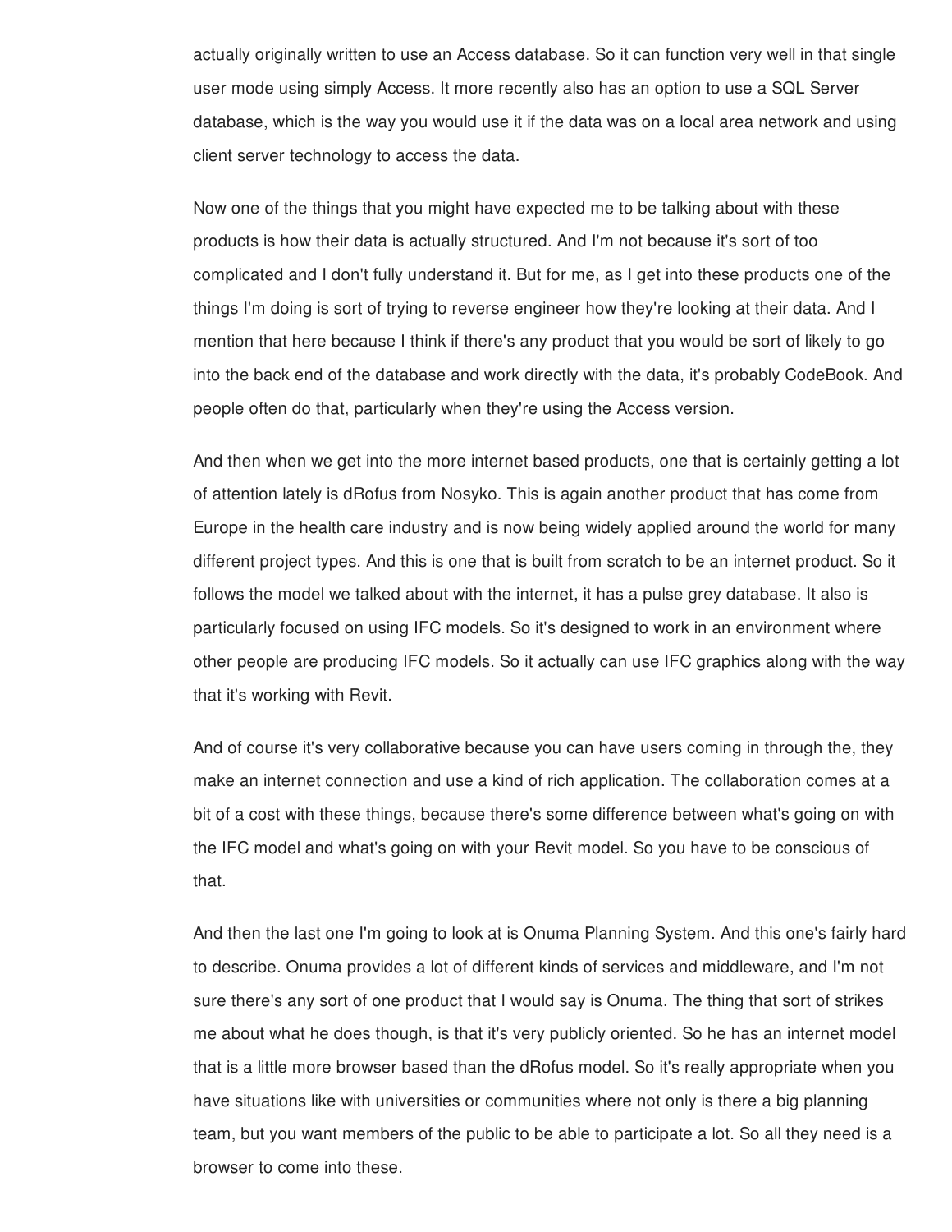actually originally written to use an Access database. So it can function very well in that single user mode using simply Access. It more recently also has an option to use a SQL Server database, which is the way you would use it if the data was on a local area network and using client server technology to access the data.

Now one of the things that you might have expected me to be talking about with these products is how their data is actually structured. And I'm not because it's sort of too complicated and I don't fully understand it. But for me, as I get into these products one of the things I'm doing is sort of trying to reverse engineer how they're looking at their data. And I mention that here because I think if there's any product that you would be sort of likely to go into the back end of the database and work directly with the data, it's probably CodeBook. And people often do that, particularly when they're using the Access version.

And then when we get into the more internet based products, one that is certainly getting a lot of attention lately is dRofus from Nosyko. This is again another product that has come from Europe in the health care industry and is now being widely applied around the world for many different project types. And this is one that is built from scratch to be an internet product. So it follows the model we talked about with the internet, it has a pulse grey database. It also is particularly focused on using IFC models. So it's designed to work in an environment where other people are producing IFC models. So it actually can use IFC graphics along with the way that it's working with Revit.

And of course it's very collaborative because you can have users coming in through the, they make an internet connection and use a kind of rich application. The collaboration comes at a bit of a cost with these things, because there's some difference between what's going on with the IFC model and what's going on with your Revit model. So you have to be conscious of that.

And then the last one I'm going to look at is Onuma Planning System. And this one's fairly hard to describe. Onuma provides a lot of different kinds of services and middleware, and I'm not sure there's any sort of one product that I would say is Onuma. The thing that sort of strikes me about what he does though, is that it's very publicly oriented. So he has an internet model that is a little more browser based than the dRofus model. So it's really appropriate when you have situations like with universities or communities where not only is there a big planning team, but you want members of the public to be able to participate a lot. So all they need is a browser to come into these.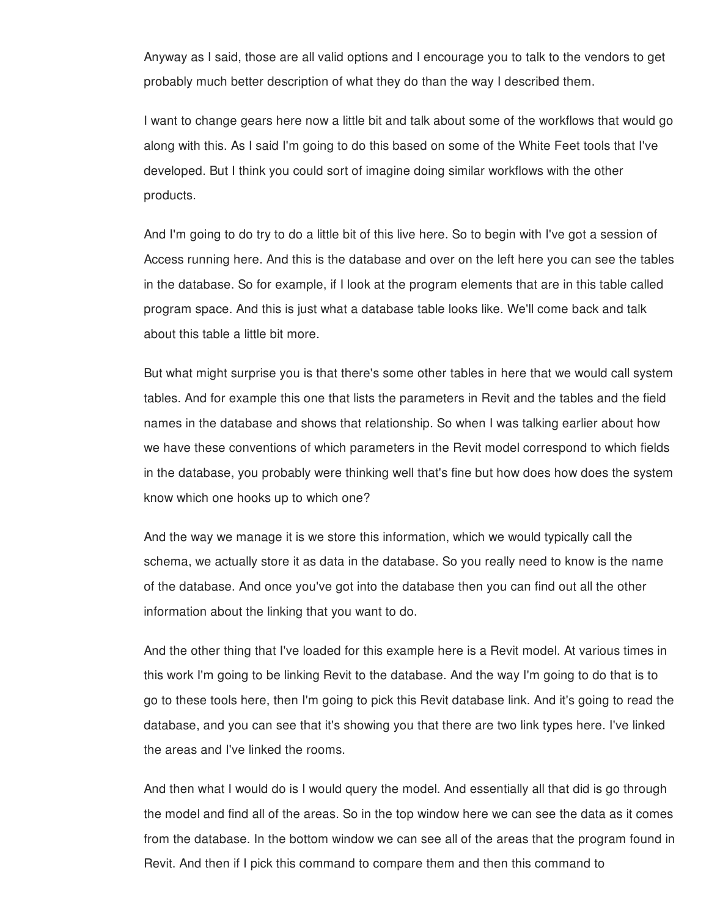Anyway as I said, those are all valid options and I encourage you to talk to the vendors to get probably much better description of what they do than the way I described them.

I want to change gears here now a little bit and talk about some of the workflows that would go along with this. As I said I'm going to do this based on some of the White Feet tools that I've developed. But I think you could sort of imagine doing similar workflows with the other products.

And I'm going to do try to do a little bit of this live here. So to begin with I've got a session of Access running here. And this is the database and over on the left here you can see the tables in the database. So for example, if I look at the program elements that are in this table called program space. And this is just what a database table looks like. We'll come back and talk about this table a little bit more.

But what might surprise you is that there's some other tables in here that we would call system tables. And for example this one that lists the parameters in Revit and the tables and the field names in the database and shows that relationship. So when I was talking earlier about how we have these conventions of which parameters in the Revit model correspond to which fields in the database, you probably were thinking well that's fine but how does how does the system know which one hooks up to which one?

And the way we manage it is we store this information, which we would typically call the schema, we actually store it as data in the database. So you really need to know is the name of the database. And once you've got into the database then you can find out all the other information about the linking that you want to do.

And the other thing that I've loaded for this example here is a Revit model. At various times in this work I'm going to be linking Revit to the database. And the way I'm going to do that is to go to these tools here, then I'm going to pick this Revit database link. And it's going to read the database, and you can see that it's showing you that there are two link types here. I've linked the areas and I've linked the rooms.

And then what I would do is I would query the model. And essentially all that did is go through the model and find all of the areas. So in the top window here we can see the data as it comes from the database. In the bottom window we can see all of the areas that the program found in Revit. And then if I pick this command to compare them and then this command to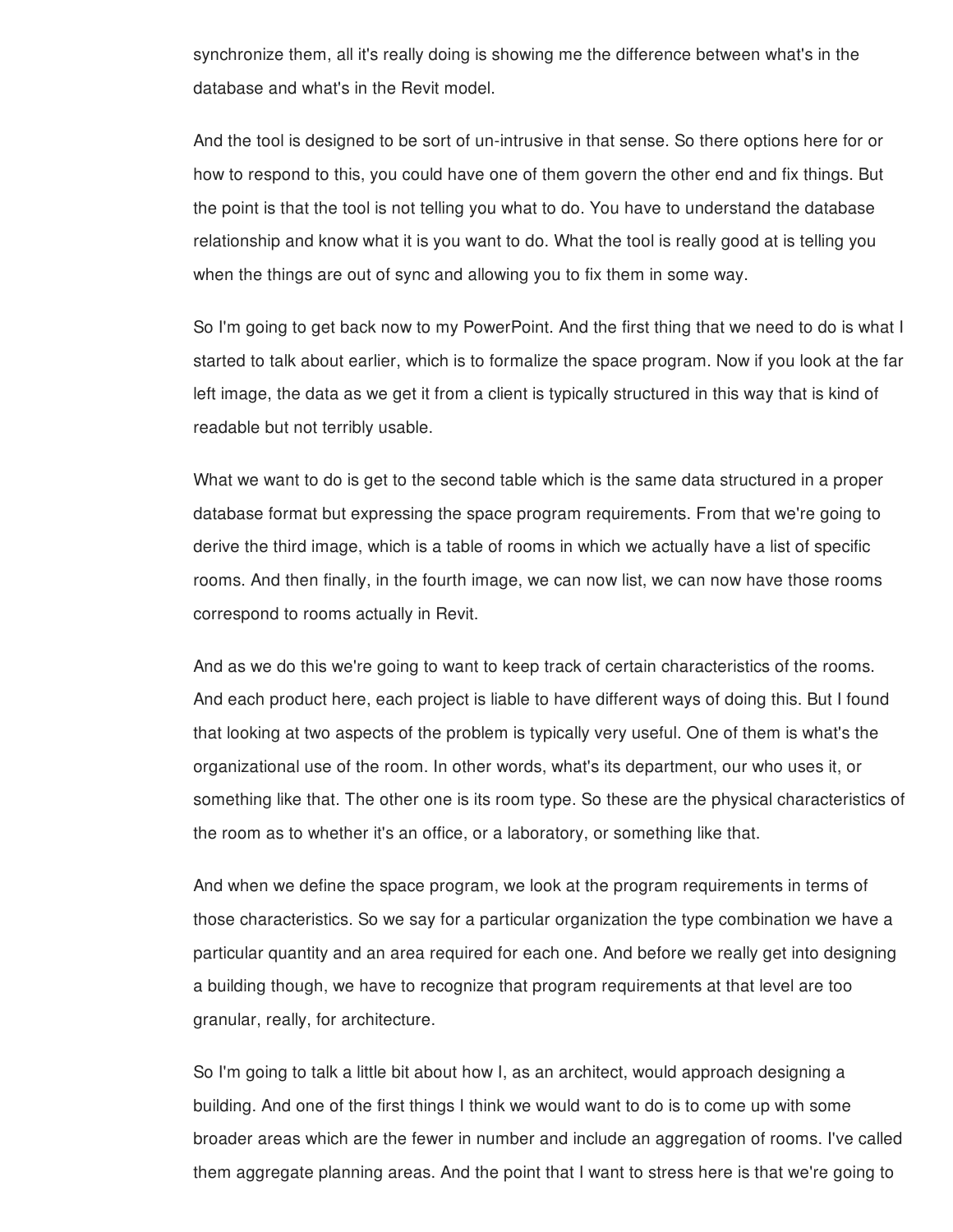synchronize them, all it's really doing is showing me the difference between what's in the database and what's in the Revit model.

And the tool is designed to be sort of un-intrusive in that sense. So there options here for or how to respond to this, you could have one of them govern the other end and fix things. But the point is that the tool is not telling you what to do. You have to understand the database relationship and know what it is you want to do. What the tool is really good at is telling you when the things are out of sync and allowing you to fix them in some way.

So I'm going to get back now to my PowerPoint. And the first thing that we need to do is what I started to talk about earlier, which is to formalize the space program. Now if you look at the far left image, the data as we get it from a client is typically structured in this way that is kind of readable but not terribly usable.

What we want to do is get to the second table which is the same data structured in a proper database format but expressing the space program requirements. From that we're going to derive the third image, which is a table of rooms in which we actually have a list of specific rooms. And then finally, in the fourth image, we can now list, we can now have those rooms correspond to rooms actually in Revit.

And as we do this we're going to want to keep track of certain characteristics of the rooms. And each product here, each project is liable to have different ways of doing this. But I found that looking at two aspects of the problem is typically very useful. One of them is what's the organizational use of the room. In other words, what's its department, our who uses it, or something like that. The other one is its room type. So these are the physical characteristics of the room as to whether it's an office, or a laboratory, or something like that.

And when we define the space program, we look at the program requirements in terms of those characteristics. So we say for a particular organization the type combination we have a particular quantity and an area required for each one. And before we really get into designing a building though, we have to recognize that program requirements at that level are too granular, really, for architecture.

So I'm going to talk a little bit about how I, as an architect, would approach designing a building. And one of the first things I think we would want to do is to come up with some broader areas which are the fewer in number and include an aggregation of rooms. I've called them aggregate planning areas. And the point that I want to stress here is that we're going to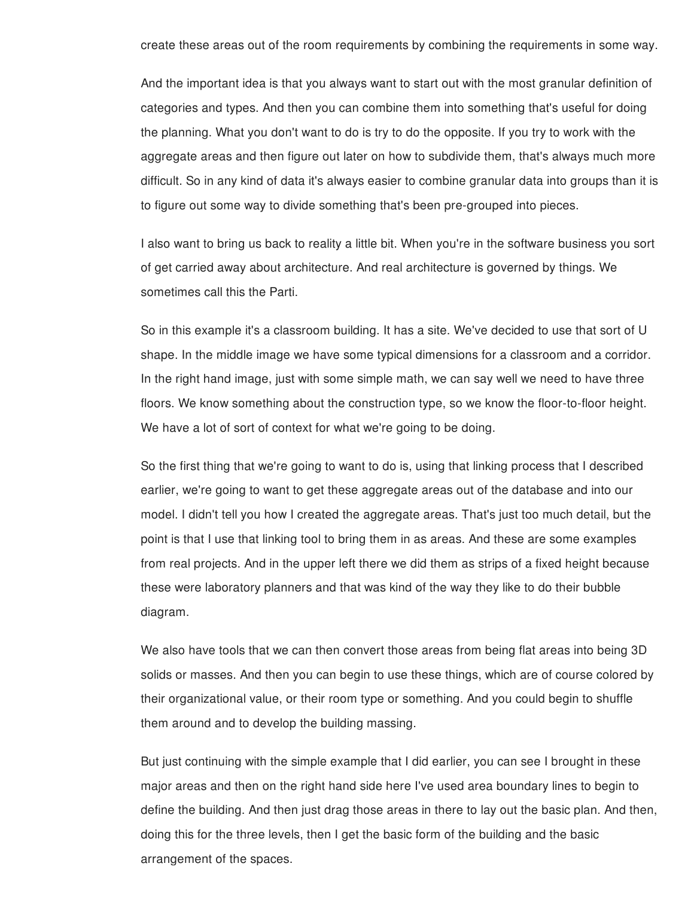create these areas out of the room requirements by combining the requirements in some way.

And the important idea is that you always want to start out with the most granular definition of categories and types. And then you can combine them into something that's useful for doing the planning. What you don't want to do is try to do the opposite. If you try to work with the aggregate areas and then figure out later on how to subdivide them, that's always much more difficult. So in any kind of data it's always easier to combine granular data into groups than it is to figure out some way to divide something that's been pre-grouped into pieces.

I also want to bring us back to reality a little bit. When you're in the software business you sort of get carried away about architecture. And real architecture is governed by things. We sometimes call this the Parti.

So in this example it's a classroom building. It has a site. We've decided to use that sort of U shape. In the middle image we have some typical dimensions for a classroom and a corridor. In the right hand image, just with some simple math, we can say well we need to have three floors. We know something about the construction type, so we know the floor-to-floor height. We have a lot of sort of context for what we're going to be doing.

So the first thing that we're going to want to do is, using that linking process that I described earlier, we're going to want to get these aggregate areas out of the database and into our model. I didn't tell you how I created the aggregate areas. That's just too much detail, but the point is that I use that linking tool to bring them in as areas. And these are some examples from real projects. And in the upper left there we did them as strips of a fixed height because these were laboratory planners and that was kind of the way they like to do their bubble diagram.

We also have tools that we can then convert those areas from being flat areas into being 3D solids or masses. And then you can begin to use these things, which are of course colored by their organizational value, or their room type or something. And you could begin to shuffle them around and to develop the building massing.

But just continuing with the simple example that I did earlier, you can see I brought in these major areas and then on the right hand side here I've used area boundary lines to begin to define the building. And then just drag those areas in there to lay out the basic plan. And then, doing this for the three levels, then I get the basic form of the building and the basic arrangement of the spaces.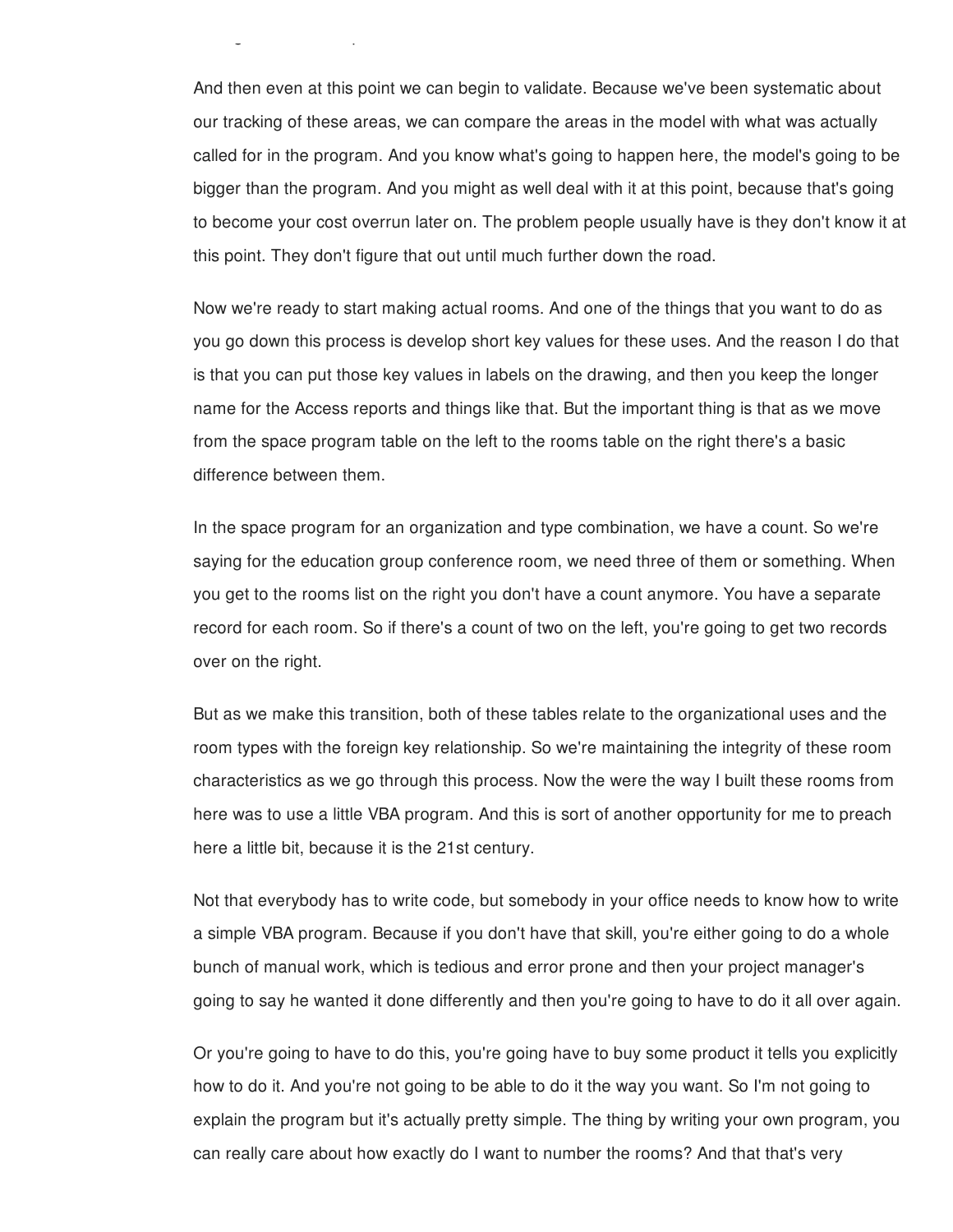And then even at this point we can begin to validate. Because we've been systematic about our tracking of these areas, we can compare the areas in the model with what was actually called for in the program. And you know what's going to happen here, the model's going to be bigger than the program. And you might as well deal with it at this point, because that's going to become your cost overrun later on. The problem people usually have is they don't know it at this point. They don't figure that out until much further down the road.

Now we're ready to start making actual rooms. And one of the things that you want to do as you go down this process is develop short key values for these uses. And the reason I do that is that you can put those key values in labels on the drawing, and then you keep the longer name for the Access reports and things like that. But the important thing is that as we move from the space program table on the left to the rooms table on the right there's a basic difference between them.

In the space program for an organization and type combination, we have a count. So we're saying for the education group conference room, we need three of them or something. When you get to the rooms list on the right you don't have a count anymore. You have a separate record for each room. So if there's a count of two on the left, you're going to get two records over on the right.

But as we make this transition, both of these tables relate to the organizational uses and the room types with the foreign key relationship. So we're maintaining the integrity of these room characteristics as we go through this process. Now the were the way I built these rooms from here was to use a little VBA program. And this is sort of another opportunity for me to preach here a little bit, because it is the 21st century.

Not that everybody has to write code, but somebody in your office needs to know how to write a simple VBA program. Because if you don't have that skill, you're either going to do a whole bunch of manual work, which is tedious and error prone and then your project manager's going to say he wanted it done differently and then you're going to have to do it all over again.

Or you're going to have to do this, you're going have to buy some product it tells you explicitly how to do it. And you're not going to be able to do it the way you want. So I'm not going to explain the program but it's actually pretty simple. The thing by writing your own program, you can really care about how exactly do I want to number the rooms? And that that's very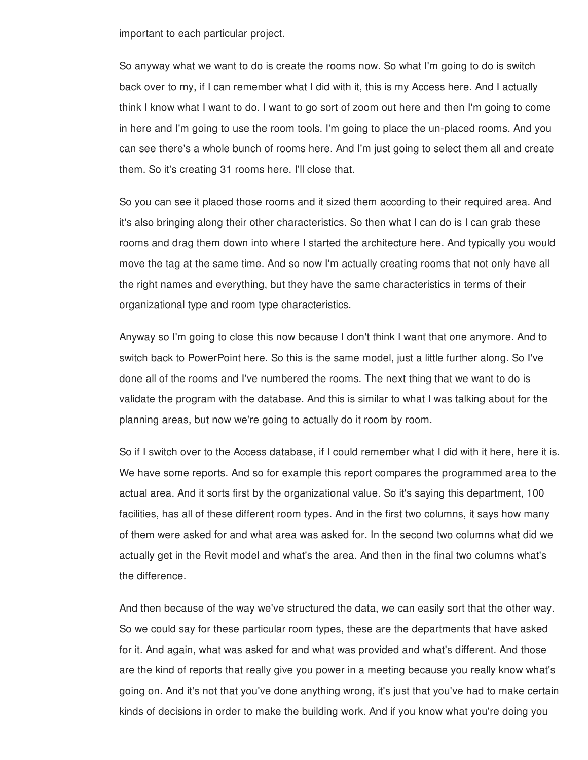important to each particular project.

So anyway what we want to do is create the rooms now. So what I'm going to do is switch back over to my, if I can remember what I did with it, this is my Access here. And I actually think I know what I want to do. I want to go sort of zoom out here and then I'm going to come in here and I'm going to use the room tools. I'm going to place the un-placed rooms. And you can see there's a whole bunch of rooms here. And I'm just going to select them all and create them. So it's creating 31 rooms here. I'll close that.

So you can see it placed those rooms and it sized them according to their required area. And it's also bringing along their other characteristics. So then what I can do is I can grab these rooms and drag them down into where I started the architecture here. And typically you would move the tag at the same time. And so now I'm actually creating rooms that not only have all the right names and everything, but they have the same characteristics in terms of their organizational type and room type characteristics.

Anyway so I'm going to close this now because I don't think I want that one anymore. And to switch back to PowerPoint here. So this is the same model, just a little further along. So I've done all of the rooms and I've numbered the rooms. The next thing that we want to do is validate the program with the database. And this is similar to what I was talking about for the planning areas, but now we're going to actually do it room by room.

So if I switch over to the Access database, if I could remember what I did with it here, here it is. We have some reports. And so for example this report compares the programmed area to the actual area. And it sorts first by the organizational value. So it's saying this department, 100 facilities, has all of these different room types. And in the first two columns, it says how many of them were asked for and what area was asked for. In the second two columns what did we actually get in the Revit model and what's the area. And then in the final two columns what's the difference.

And then because of the way we've structured the data, we can easily sort that the other way. So we could say for these particular room types, these are the departments that have asked for it. And again, what was asked for and what was provided and what's different. And those are the kind of reports that really give you power in a meeting because you really know what's going on. And it's not that you've done anything wrong, it's just that you've had to make certain kinds of decisions in order to make the building work. And if you know what you're doing you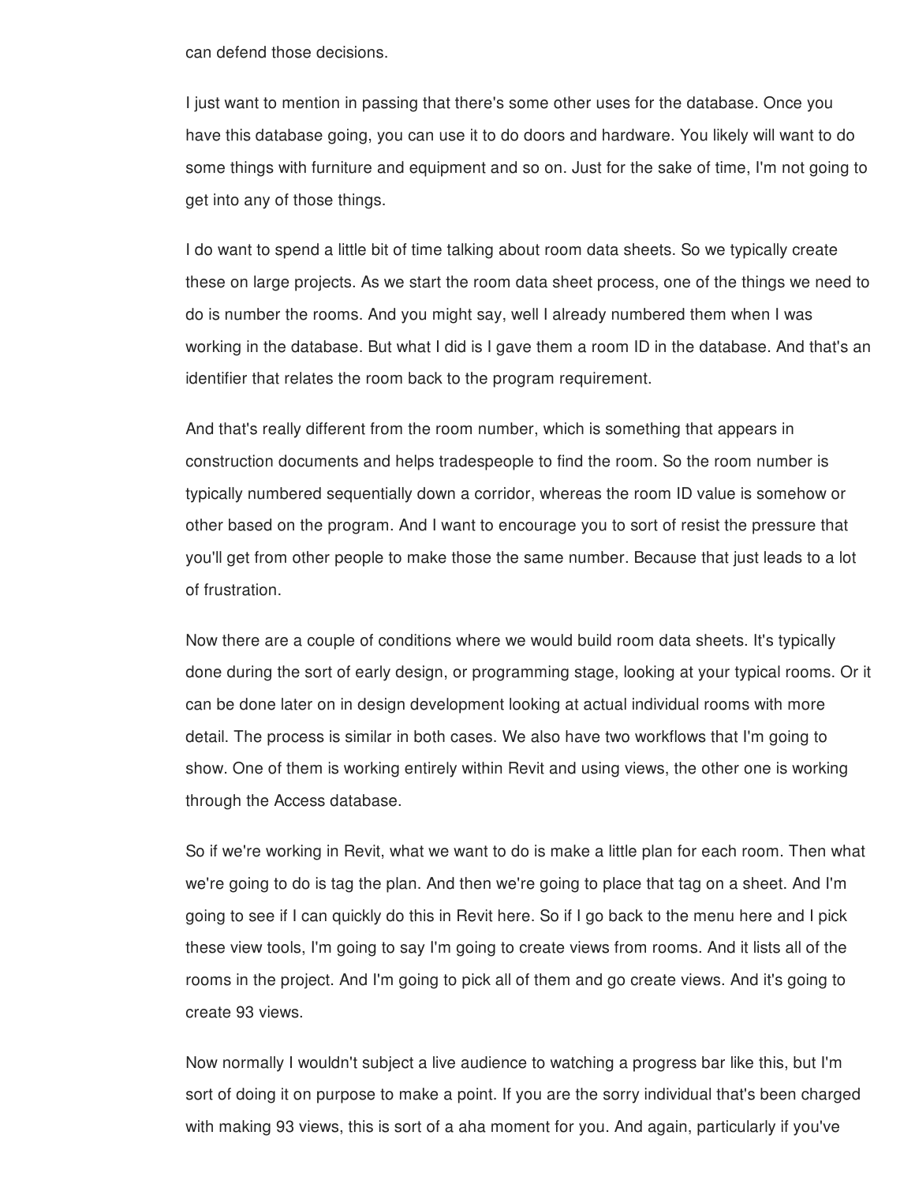can defend those decisions.

I just want to mention in passing that there's some other uses for the database. Once you have this database going, you can use it to do doors and hardware. You likely will want to do some things with furniture and equipment and so on. Just for the sake of time, I'm not going to get into any of those things.

I do want to spend a little bit of time talking about room data sheets. So we typically create these on large projects. As we start the room data sheet process, one of the things we need to do is number the rooms. And you might say, well I already numbered them when I was working in the database. But what I did is I gave them a room ID in the database. And that's an identifier that relates the room back to the program requirement.

And that's really different from the room number, which is something that appears in construction documents and helps tradespeople to find the room. So the room number is typically numbered sequentially down a corridor, whereas the room ID value is somehow or other based on the program. And I want to encourage you to sort of resist the pressure that you'll get from other people to make those the same number. Because that just leads to a lot of frustration.

Now there are a couple of conditions where we would build room data sheets. It's typically done during the sort of early design, or programming stage, looking at your typical rooms. Or it can be done later on in design development looking at actual individual rooms with more detail. The process is similar in both cases. We also have two workflows that I'm going to show. One of them is working entirely within Revit and using views, the other one is working through the Access database.

So if we're working in Revit, what we want to do is make a little plan for each room. Then what we're going to do is tag the plan. And then we're going to place that tag on a sheet. And I'm going to see if I can quickly do this in Revit here. So if I go back to the menu here and I pick these view tools, I'm going to say I'm going to create views from rooms. And it lists all of the rooms in the project. And I'm going to pick all of them and go create views. And it's going to create 93 views.

Now normally I wouldn't subject a live audience to watching a progress bar like this, but I'm sort of doing it on purpose to make a point. If you are the sorry individual that's been charged with making 93 views, this is sort of a aha moment for you. And again, particularly if you've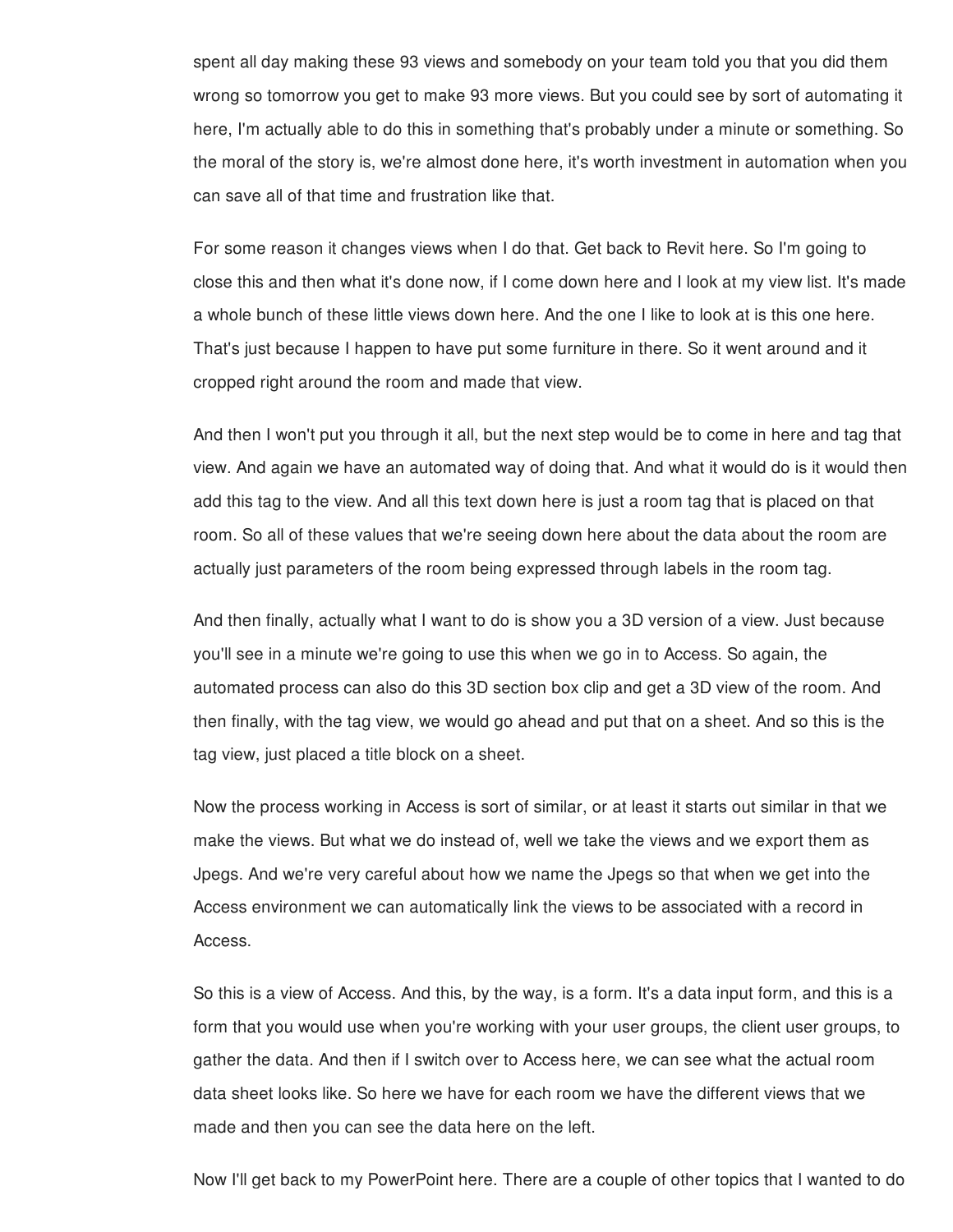spent all day making these 93 views and somebody on your team told you that you did them wrong so tomorrow you get to make 93 more views. But you could see by sort of automating it here, I'm actually able to do this in something that's probably under a minute or something. So the moral of the story is, we're almost done here, it's worth investment in automation when you can save all of that time and frustration like that.

For some reason it changes views when I do that. Get back to Revit here. So I'm going to close this and then what it's done now, if I come down here and I look at my view list. It's made a whole bunch of these little views down here. And the one I like to look at is this one here. That's just because I happen to have put some furniture in there. So it went around and it cropped right around the room and made that view.

And then I won't put you through it all, but the next step would be to come in here and tag that view. And again we have an automated way of doing that. And what it would do is it would then add this tag to the view. And all this text down here is just a room tag that is placed on that room. So all of these values that we're seeing down here about the data about the room are actually just parameters of the room being expressed through labels in the room tag.

And then finally, actually what I want to do is show you a 3D version of a view. Just because you'll see in a minute we're going to use this when we go in to Access. So again, the automated process can also do this 3D section box clip and get a 3D view of the room. And then finally, with the tag view, we would go ahead and put that on a sheet. And so this is the tag view, just placed a title block on a sheet.

Now the process working in Access is sort of similar, or at least it starts out similar in that we make the views. But what we do instead of, well we take the views and we export them as Jpegs. And we're very careful about how we name the Jpegs so that when we get into the Access environment we can automatically link the views to be associated with a record in Access.

So this is a view of Access. And this, by the way, is a form. It's a data input form, and this is a form that you would use when you're working with your user groups, the client user groups, to gather the data. And then if I switch over to Access here, we can see what the actual room data sheet looks like. So here we have for each room we have the different views that we made and then you can see the data here on the left.

Now I'll get back to my PowerPoint here. There are a couple of other topics that I wanted to do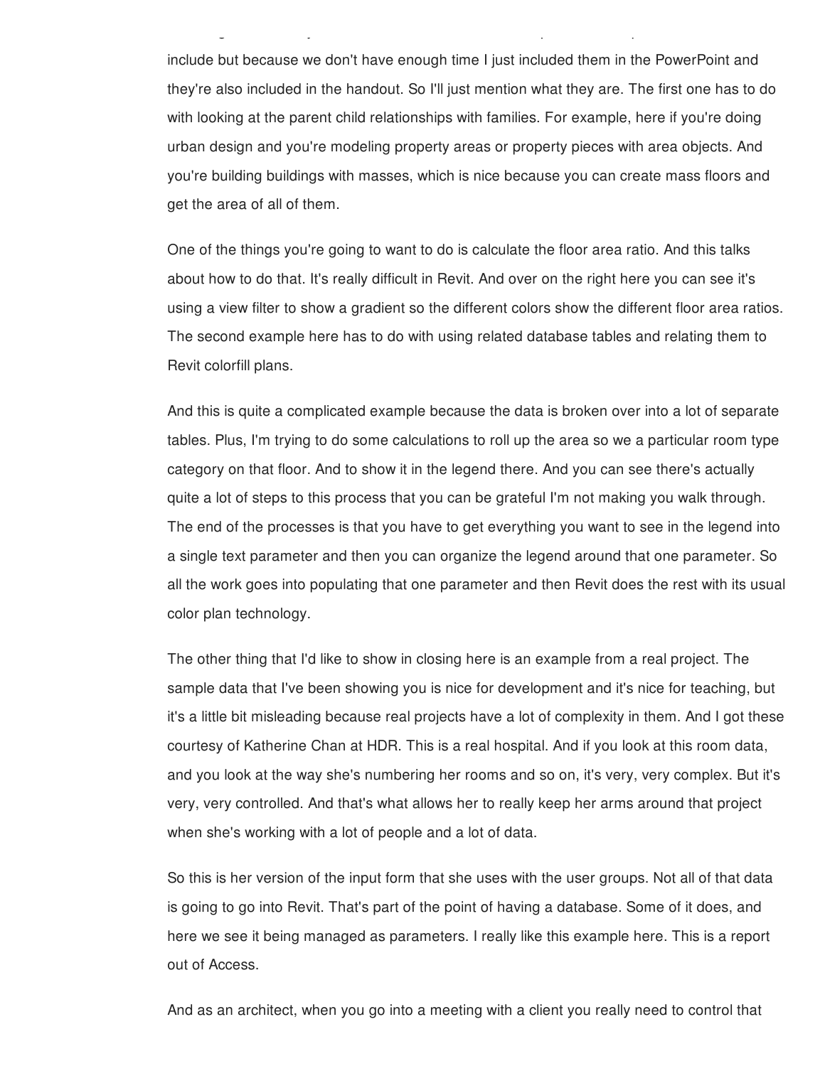include but because we don't have enough time I just included them in the PowerPoint and they're also included in the handout. So I'll just mention what they are. The first one has to do with looking at the parent child relationships with families. For example, here if you're doing urban design and you're modeling property areas or property pieces with area objects. And you're building buildings with masses, which is nice because you can create mass floors and get the area of all of them.

One of the things you're going to want to do is calculate the floor area ratio. And this talks about how to do that. It's really difficult in Revit. And over on the right here you can see it's using a view filter to show a gradient so the different colors show the different floor area ratios. The second example here has to do with using related database tables and relating them to Revit colorfill plans.

And this is quite a complicated example because the data is broken over into a lot of separate tables. Plus, I'm trying to do some calculations to roll up the area so we a particular room type category on that floor. And to show it in the legend there. And you can see there's actually quite a lot of steps to this process that you can be grateful I'm not making you walk through. The end of the processes is that you have to get everything you want to see in the legend into a single text parameter and then you can organize the legend around that one parameter. So all the work goes into populating that one parameter and then Revit does the rest with its usual color plan technology.

The other thing that I'd like to show in closing here is an example from a real project. The sample data that I've been showing you is nice for development and it's nice for teaching, but it's a little bit misleading because real projects have a lot of complexity in them. And I got these courtesy of Katherine Chan at HDR. This is a real hospital. And if you look at this room data, and you look at the way she's numbering her rooms and so on, it's very, very complex. But it's very, very controlled. And that's what allows her to really keep her arms around that project when she's working with a lot of people and a lot of data.

So this is her version of the input form that she uses with the user groups. Not all of that data is going to go into Revit. That's part of the point of having a database. Some of it does, and here we see it being managed as parameters. I really like this example here. This is a report out of Access.

And as an architect, when you go into a meeting with a client you really need to control that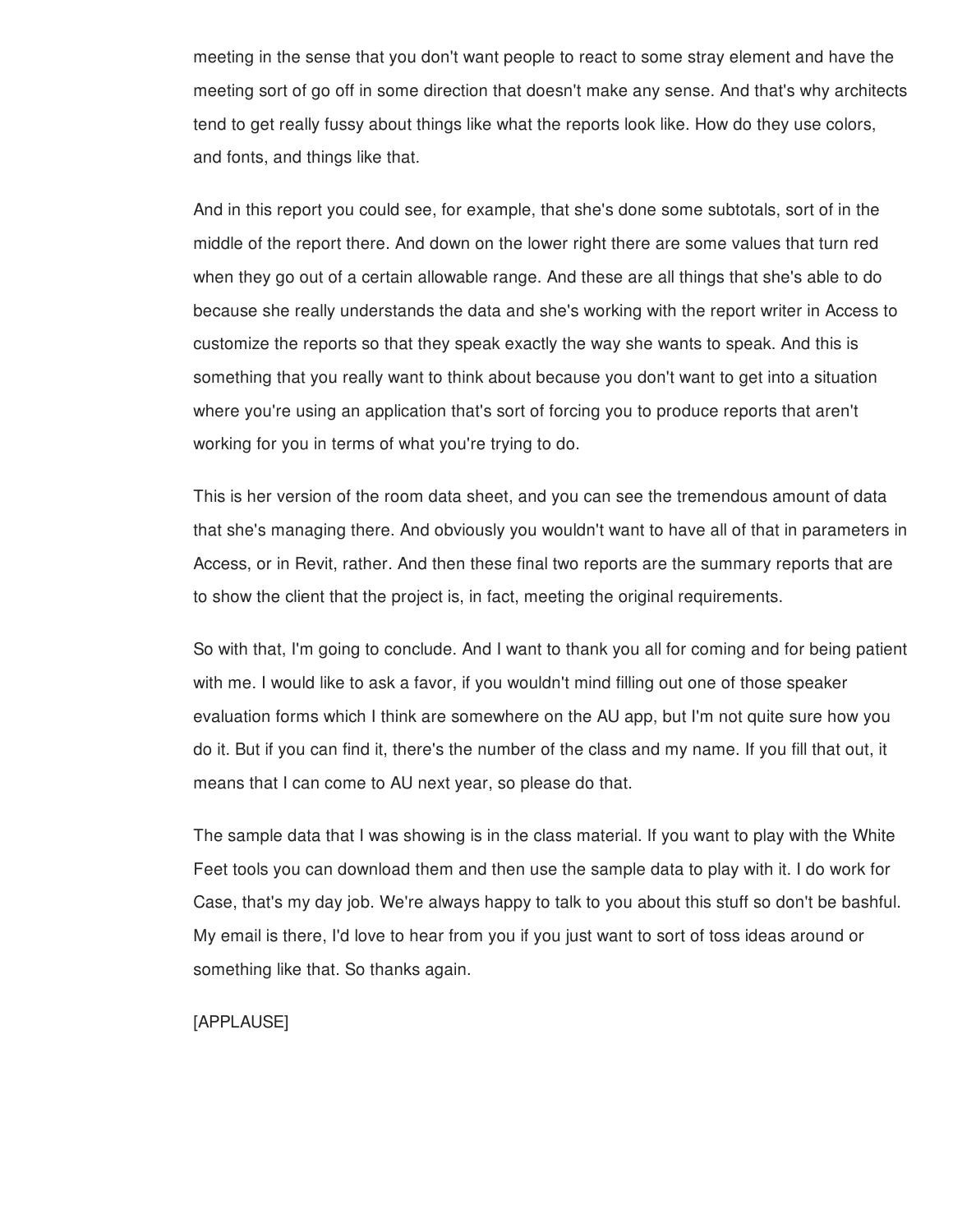meeting in the sense that you don't want people to react to some stray element and have the meeting sort of go off in some direction that doesn't make any sense. And that's why architects tend to get really fussy about things like what the reports look like. How do they use colors, and fonts, and things like that.

And in this report you could see, for example, that she's done some subtotals, sort of in the middle of the report there. And down on the lower right there are some values that turn red when they go out of a certain allowable range. And these are all things that she's able to do because she really understands the data and she's working with the report writer in Access to customize the reports so that they speak exactly the way she wants to speak. And this is something that you really want to think about because you don't want to get into a situation where you're using an application that's sort of forcing you to produce reports that aren't working for you in terms of what you're trying to do.

This is her version of the room data sheet, and you can see the tremendous amount of data that she's managing there. And obviously you wouldn't want to have all of that in parameters in Access, or in Revit, rather. And then these final two reports are the summary reports that are to show the client that the project is, in fact, meeting the original requirements.

So with that, I'm going to conclude. And I want to thank you all for coming and for being patient with me. I would like to ask a favor, if you wouldn't mind filling out one of those speaker evaluation forms which I think are somewhere on the AU app, but I'm not quite sure how you do it. But if you can find it, there's the number of the class and my name. If you fill that out, it means that I can come to AU next year, so please do that.

The sample data that I was showing is in the class material. If you want to play with the White Feet tools you can download them and then use the sample data to play with it. I do work for Case, that's my day job. We're always happy to talk to you about this stuff so don't be bashful. My email is there, I'd love to hear from you if you just want to sort of toss ideas around or something like that. So thanks again.

[APPLAUSE]